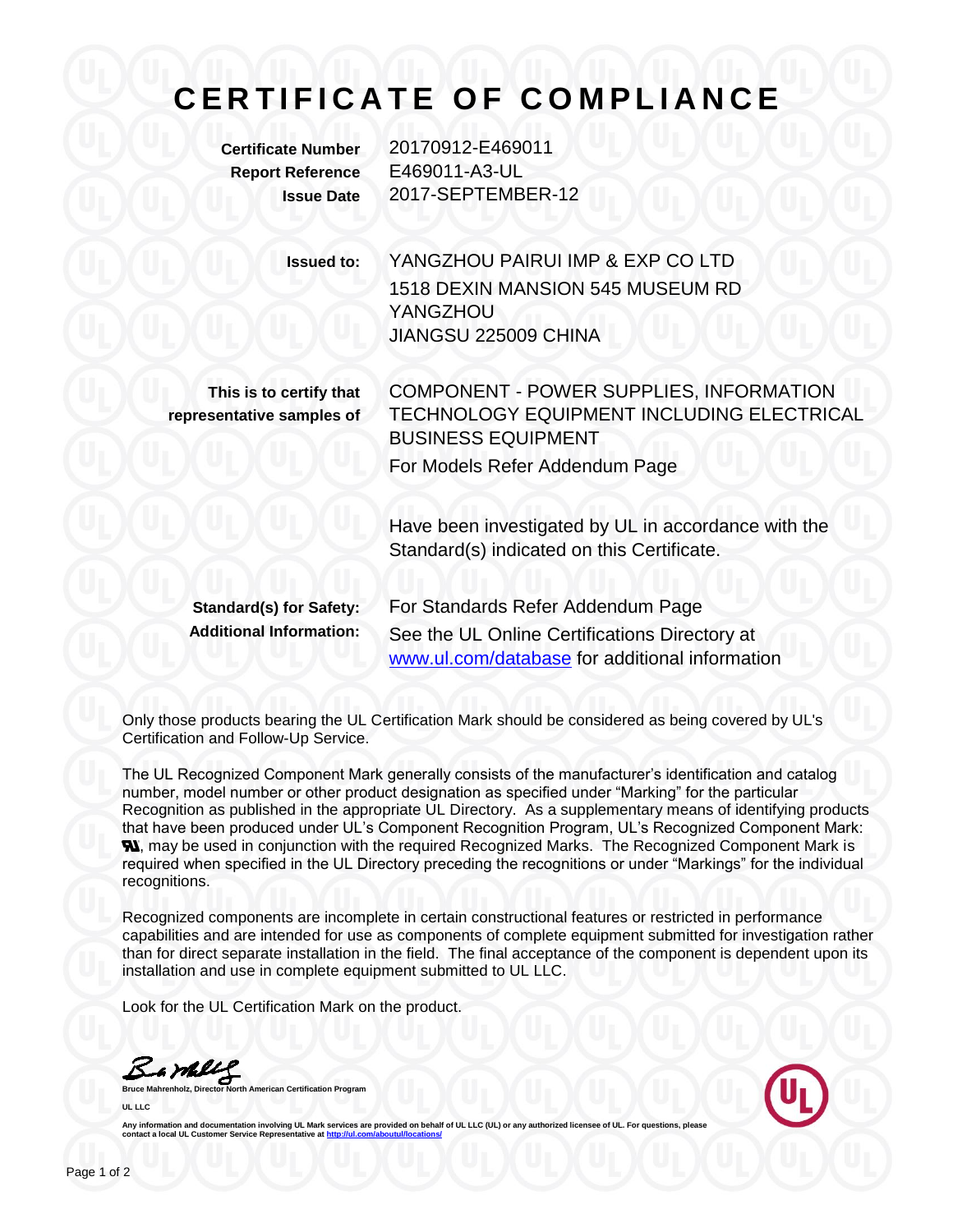# CERTIFICATE OF COMPLIANCE

**Certificate Number** 20170912-E469011
**Report Reference** E469011-A3-UL
**Issue Date** 2017-SEPTEMBER-12

**Issued to:** YANGZHOU PAIRUI IMP & EXP CO LTD
1518 DEXIN MANSION 545 MUSEUM RD
YANGZHOU
JIANGSU 225009 CHINA

**This is to certify that representative samples of** COMPONENT - POWER SUPPLIES, INFORMATION TECHNOLOGY EQUIPMENT INCLUDING ELECTRICAL BUSINESS EQUIPMENT

For Models Refer Addendum Page

Have been investigated by UL in accordance with the Standard(s) indicated on this Certificate.

**Standard(s) for Safety:** For Standards Refer Addendum Page
**Additional Information:** See the UL Online Certifications Directory at www.ul.com/database for additional information

Only those products bearing the UL Certification Mark should be considered as being covered by UL's Certification and Follow-Up Service.

The UL Recognized Component Mark generally consists of the manufacturer's identification and catalog number, model number or other product designation as specified under "Marking" for the particular Recognition as published in the appropriate UL Directory. As a supplementary means of identifying products that have been produced under UL's Component Recognition Program, UL's Recognized Component Mark: RU, may be used in conjunction with the required Recognized Marks. The Recognized Component Mark is required when specified in the UL Directory preceding the recognitions or under "Markings" for the individual recognitions.

Recognized components are incomplete in certain constructional features or restricted in performance capabilities and are intended for use as components of complete equipment submitted for investigation rather than for direct separate installation in the field. The final acceptance of the component is dependent upon its installation and use in complete equipment submitted to UL LLC.

Look for the UL Certification Mark on the product.

**Bruce Mahrenholz, Director North American Certification Program**
**UL LLC**

Any information and documentation involving UL Mark services are provided on behalf of UL LLC (UL) or any authorized licensee of UL. For questions, please contact a local UL Customer Service Representative at http://ul.com/aboutul/locations/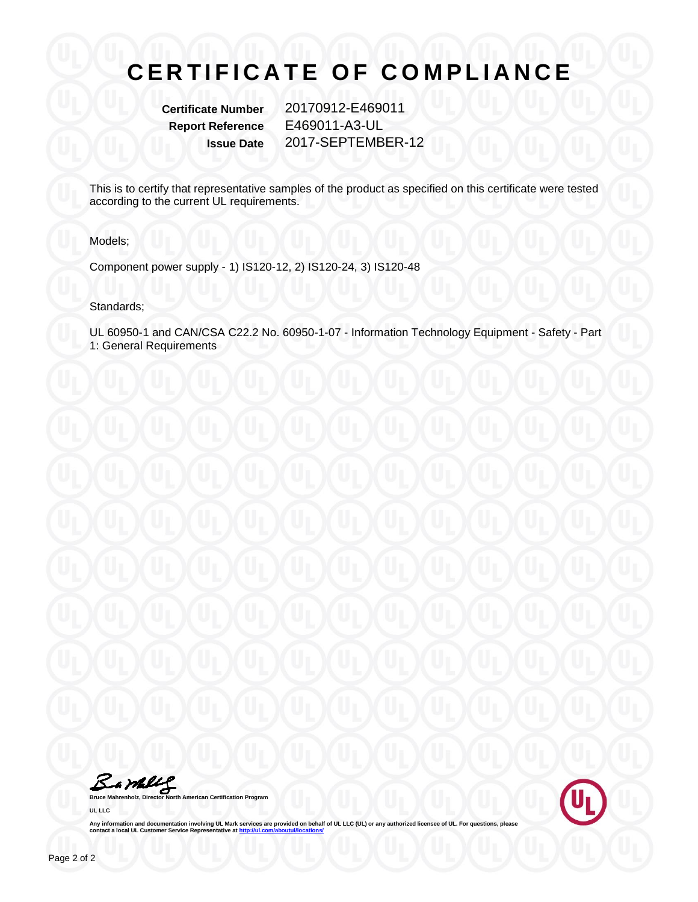# CERTIFICATE OF COMPLIANCE

**Certificate Number** 20170912-E469011
**Report Reference** E469011-A3-UL
**Issue Date** 2017-SEPTEMBER-12

This is to certify that representative samples of the product as specified on this certificate were tested according to the current UL requirements.

Models;

Component power supply - 1) IS120-12, 2) IS120-24, 3) IS120-48

Standards;

UL 60950-1 and CAN/CSA C22.2 No. 60950-1-07 - Information Technology Equipment - Safety - Part 1: General Requirements

**Bruce Mahrenholz, Director North American Certification Program**

**UL LLC**

**Any information and documentation involving UL Mark services are provided on behalf of UL LLC (UL) or any authorized licensee of UL. For questions, please contact a local UL Customer Service Representative at http://ul.com/aboutul/locations/**